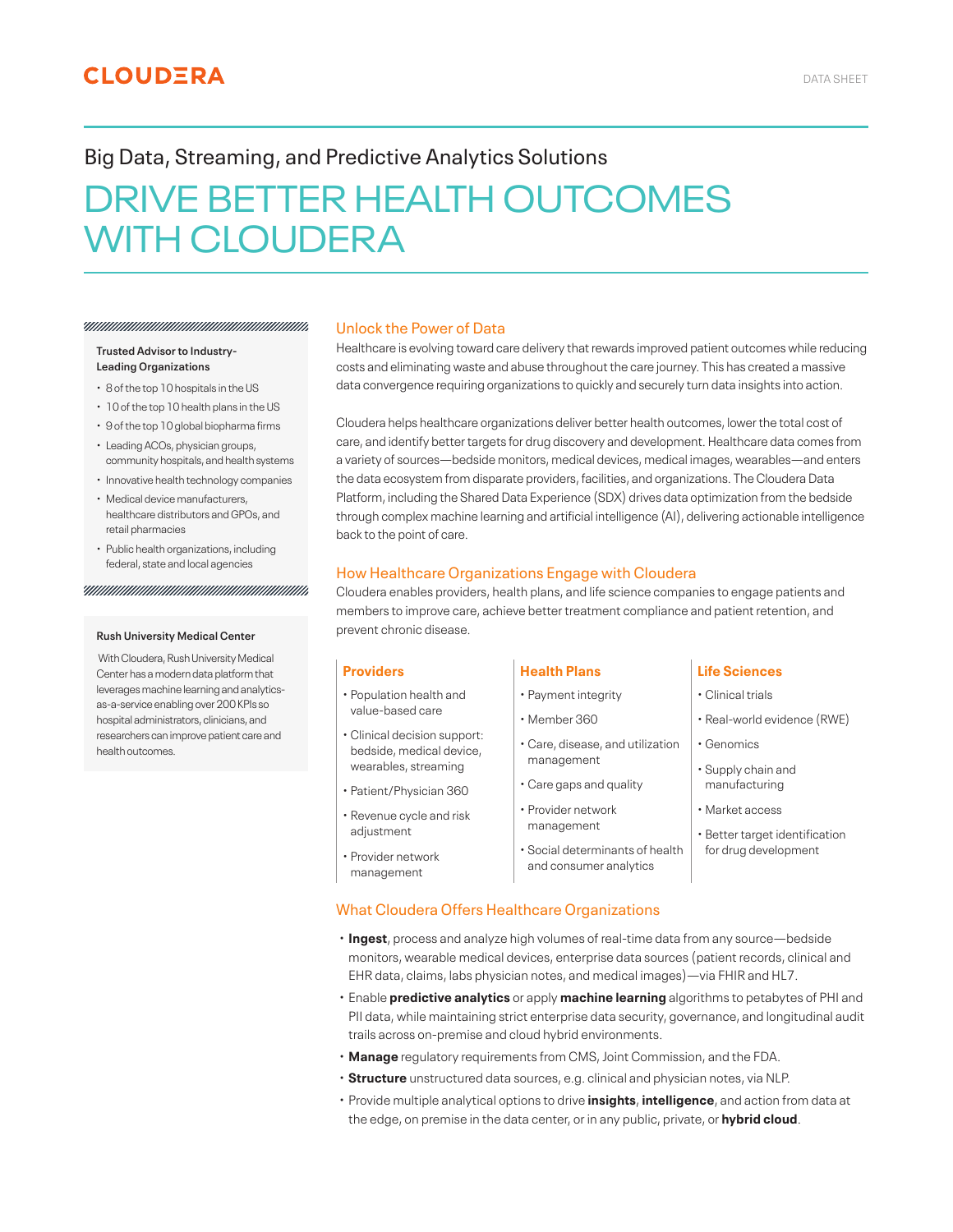CLOUDERA

DATA SHEET

## Big Data, Streaming, and Predictive Analytics Solutions

# DRIVE BETTER HEALTH OUTCOMES WITH CLOUDERA

**Trusted Advisor to Industry-Leading Organizations**

- 8 of the top 10 hospitals in the US
- 10 of the top 10 health plans in the US
- 9 of the top 10 global biopharma firms
- Leading ACOs, physician groups, community hospitals, and health systems
- Innovative health technology companies
- Medical device manufacturers, healthcare distributors and GPOs, and retail pharmacies
- Public health organizations, including federal, state and local agencies

**Rush University Medical Center**

With Cloudera, Rush University Medical Center has a modern data platform that leverages machine learning and analytics-as-a-service enabling over 200 KPIs so hospital administrators, clinicians, and researchers can improve patient care and health outcomes.

## Unlock the Power of Data

Healthcare is evolving toward care delivery that rewards improved patient outcomes while reducing costs and eliminating waste and abuse throughout the care journey. This has created a massive data convergence requiring organizations to quickly and securely turn data insights into action.

Cloudera helps healthcare organizations deliver better health outcomes, lower the total cost of care, and identify better targets for drug discovery and development. Healthcare data comes from a variety of sources—bedside monitors, medical devices, medical images, wearables—and enters the data ecosystem from disparate providers, facilities, and organizations. The Cloudera Data Platform, including the Shared Data Experience (SDX) drives data optimization from the bedside through complex machine learning and artificial intelligence (AI), delivering actionable intelligence back to the point of care.

## How Healthcare Organizations Engage with Cloudera

Cloudera enables providers, health plans, and life science companies to engage patients and members to improve care, achieve better treatment compliance and patient retention, and prevent chronic disease.

### Providers

- Population health and value-based care
- Clinical decision support: bedside, medical device, wearables, streaming
- Patient/Physician 360
- Revenue cycle and risk adjustment
- Provider network management

### Health Plans

- Payment integrity
- Member 360
- Care, disease, and utilization management
- Care gaps and quality
- Provider network management
- Social determinants of health and consumer analytics

### Life Sciences

- Clinical trials
- Real-world evidence (RWE)
- Genomics
- Supply chain and manufacturing
- Market access
- Better target identification for drug development

## What Cloudera Offers Healthcare Organizations

- **Ingest**, process and analyze high volumes of real-time data from any source—bedside monitors, wearable medical devices, enterprise data sources (patient records, clinical and EHR data, claims, labs physician notes, and medical images)—via FHIR and HL7.
- Enable **predictive analytics** or apply **machine learning** algorithms to petabytes of PHI and PII data, while maintaining strict enterprise data security, governance, and longitudinal audit trails across on-premise and cloud hybrid environments.
- **Manage** regulatory requirements from CMS, Joint Commission, and the FDA.
- **Structure** unstructured data sources, e.g. clinical and physician notes, via NLP.
- Provide multiple analytical options to drive **insights**, **intelligence**, and action from data at the edge, on premise in the data center, or in any public, private, or **hybrid cloud**.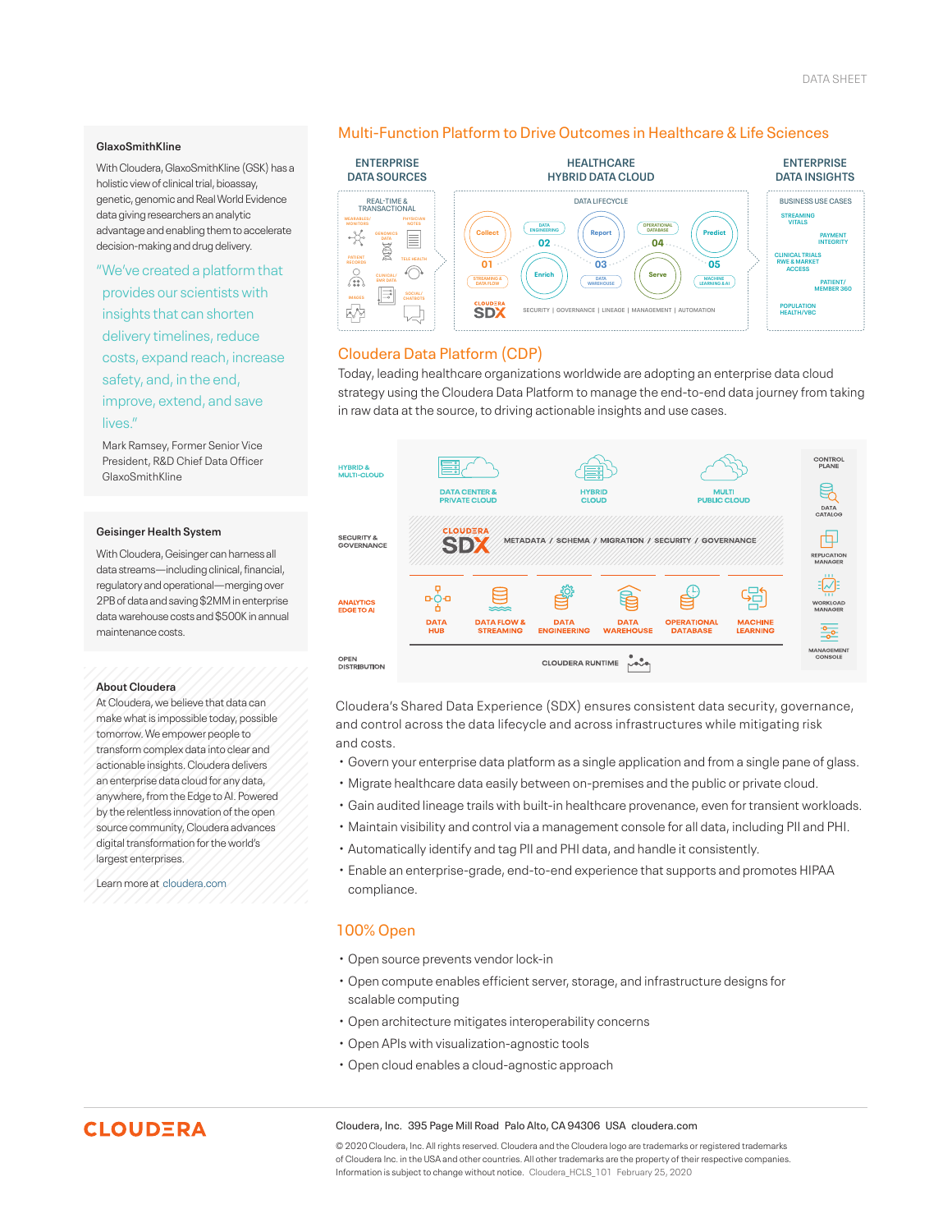### GlaxoSmithKline

With Cloudera, GlaxoSmithKline (GSK) has a holistic view of clinical trial, bioassay, genetic, genomic and Real World Evidence data giving researchers an analytic advantage and enabling them to accelerate decision-making and drug delivery.

"We've created a platform that provides our scientists with insights that can shorten delivery timelines, reduce costs, expand reach, increase safety, and, in the end, improve, extend, and save lives."

Mark Ramsey, Former Senior Vice President, R&D Chief Data Officer GlaxoSmithKline

### Geisinger Health System

With Cloudera, Geisinger can harness all data streams—including clinical, financial, regulatory and operational—merging over 2PB of data and saving $2MM in enterprise data warehouse costs and $500K in annual maintenance costs.

### About Cloudera

At Cloudera, we believe that data can make what is impossible today, possible tomorrow. We empower people to transform complex data into clear and actionable insights. Cloudera delivers an enterprise data cloud for any data, anywhere, from the Edge to AI. Powered by the relentless innovation of the open source community, Cloudera advances digital transformation for the world's largest enterprises.

Learn more at cloudera.com

## Multi-Function Platform to Drive Outcomes in Healthcare & Life Sciences

ENTERPRISE DATA SOURCES

REAL-TIME & TRANSACTIONAL

WEARABLES/MONITORS, PHYSICIAN NOTES, GENOMICS DATA, PATIENT RECORDS, TELE-HEALTH, CLINICAL/EMR DATA, IMAGES, SOCIAL/CHATBOTS

HEALTHCARE HYBRID DATA CLOUD

DATA LIFECYCLE

Collect 01 STREAMING & DATA FLOW, Enrich 02 DATA ENGINEERING, Report 03 DATA WAREHOUSE, Serve 04 OPERATIONAL DATABASE, Predict 05 MACHINE LEARNING & AI

CLOUDERA SDX

SECURITY | GOVERNANCE | LINEAGE | MANAGEMENT | AUTOMATION

ENTERPRISE DATA INSIGHTS

BUSINESS USE CASES

STREAMING VITALS, PAYMENT INTEGRITY, CLINICAL TRIALS RWE & MARKET ACCESS, PATIENT/MEMBER 360, POPULATION HEALTH/VBC

## Cloudera Data Platform (CDP)

Today, leading healthcare organizations worldwide are adopting an enterprise data cloud strategy using the Cloudera Data Platform to manage the end-to-end data journey from taking in raw data at the source, to driving actionable insights and use cases.

HYBRID & MULTI-CLOUD: DATA CENTER & PRIVATE CLOUD, HYBRID CLOUD, MULTI PUBLIC CLOUD

SECURITY & GOVERNANCE: CLOUDERA SDX — METADATA / SCHEMA / MIGRATION / SECURITY / GOVERNANCE

ANALYTICS EDGE TO AI: DATA HUB, DATA FLOW & STREAMING, DATA ENGINEERING, DATA WAREHOUSE, OPERATIONAL DATABASE, MACHINE LEARNING

OPEN DISTRIBUTION: CLOUDERA RUNTIME

CONTROL PLANE: DATA CATALOG, REPLICATION MANAGER, WORKLOAD MANAGER, MANAGEMENT CONSOLE

Cloudera's Shared Data Experience (SDX) ensures consistent data security, governance, and control across the data lifecycle and across infrastructures while mitigating risk and costs.

- Govern your enterprise data platform as a single application and from a single pane of glass.
- Migrate healthcare data easily between on-premises and the public or private cloud.
- Gain audited lineage trails with built-in healthcare provenance, even for transient workloads.
- Maintain visibility and control via a management console for all data, including PII and PHI.
- Automatically identify and tag PII and PHI data, and handle it consistently.
- Enable an enterprise-grade, end-to-end experience that supports and promotes HIPAA compliance.

## 100% Open

- Open source prevents vendor lock-in
- Open compute enables efficient server, storage, and infrastructure designs for scalable computing
- Open architecture mitigates interoperability concerns
- Open APIs with visualization-agnostic tools
- Open cloud enables a cloud-agnostic approach

CLOUDERA

Cloudera, Inc. 395 Page Mill Road Palo Alto, CA 94306 USA cloudera.com

© 2020 Cloudera, Inc. All rights reserved. Cloudera and the Cloudera logo are trademarks or registered trademarks of Cloudera Inc. in the USA and other countries. All other trademarks are the property of their respective companies. Information is subject to change without notice. Cloudera_HCLS_101 February 25, 2020